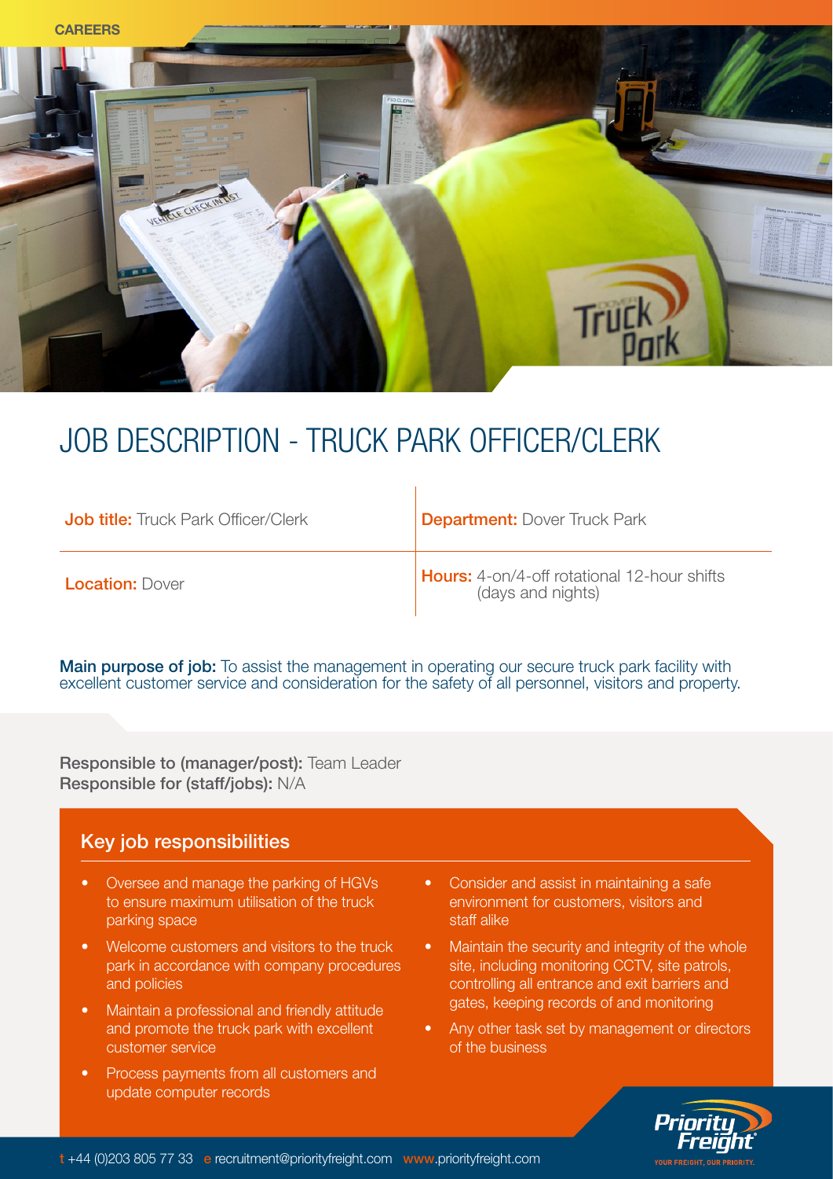CAREERS

# JOB DESCRIPTION - TRUCK PARK OFFICER/CLERK

| | |
|---|---|
| **Job title:** Truck Park Officer/Clerk | **Department:** Dover Truck Park |
| **Location:** Dover | **Hours:** 4-on/4-off rotational 12-hour shifts (days and nights) |

**Main purpose of job:** To assist the management in operating our secure truck park facility with excellent customer service and consideration for the safety of all personnel, visitors and property.

**Responsible to (manager/post):** Team Leader
**Responsible for (staff/jobs):** N/A

## Key job responsibilities

- Oversee and manage the parking of HGVs to ensure maximum utilisation of the truck parking space
- Welcome customers and visitors to the truck park in accordance with company procedures and policies
- Maintain a professional and friendly attitude and promote the truck park with excellent customer service
- Process payments from all customers and update computer records
- Consider and assist in maintaining a safe environment for customers, visitors and staff alike
- Maintain the security and integrity of the whole site, including monitoring CCTV, site patrols, controlling all entrance and exit barriers and gates, keeping records of and monitoring
- Any other task set by management or directors of the business

t +44 (0)203 805 77 33 e recruitment@priorityfreight.com www.priorityfreight.com

Priority Freight
YOUR FREIGHT, OUR PRIORITY.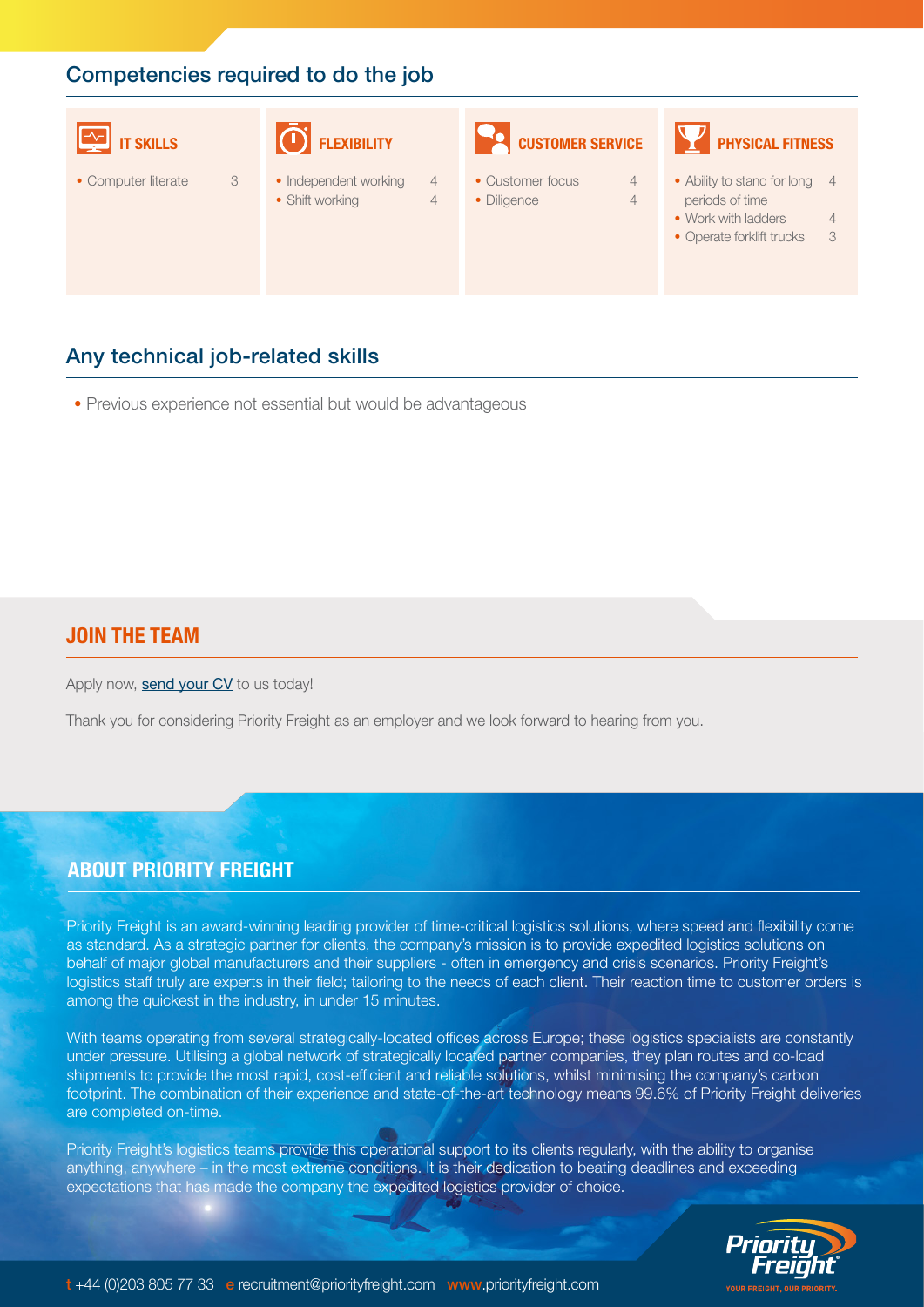## Competencies required to do the job

| IT SKILLS | | FLEXIBILITY | | CUSTOMER SERVICE | | PHYSICAL FITNESS | |
|---|---|---|---|---|---|---|---|
| • Computer literate | 3 | • Independent working | 4 | • Customer focus | 4 | • Ability to stand for long periods of time | 4 |
| | | • Shift working | 4 | • Diligence | 4 | • Work with ladders | 4 |
| | | | | | | • Operate forklift trucks | 3 |

## Any technical job-related skills

- Previous experience not essential but would be advantageous

## JOIN THE TEAM

Apply now, send your CV to us today!

Thank you for considering Priority Freight as an employer and we look forward to hearing from you.

## ABOUT PRIORITY FREIGHT

Priority Freight is an award-winning leading provider of time-critical logistics solutions, where speed and flexibility come as standard. As a strategic partner for clients, the company's mission is to provide expedited logistics solutions on behalf of major global manufacturers and their suppliers - often in emergency and crisis scenarios. Priority Freight's logistics staff truly are experts in their field; tailoring to the needs of each client. Their reaction time to customer orders is among the quickest in the industry, in under 15 minutes.

With teams operating from several strategically-located offices across Europe; these logistics specialists are constantly under pressure. Utilising a global network of strategically located partner companies, they plan routes and co-load shipments to provide the most rapid, cost-efficient and reliable solutions, whilst minimising the company's carbon footprint. The combination of their experience and state-of-the-art technology means 99.6% of Priority Freight deliveries are completed on-time.

Priority Freight's logistics teams provide this operational support to its clients regularly, with the ability to organise anything, anywhere – in the most extreme conditions. It is their dedication to beating deadlines and exceeding expectations that has made the company the expedited logistics provider of choice.

t +44 (0)203 805 77 33 e recruitment@priorityfreight.com www.priorityfreight.com

Priority Freight — YOUR FREIGHT, OUR PRIORITY.